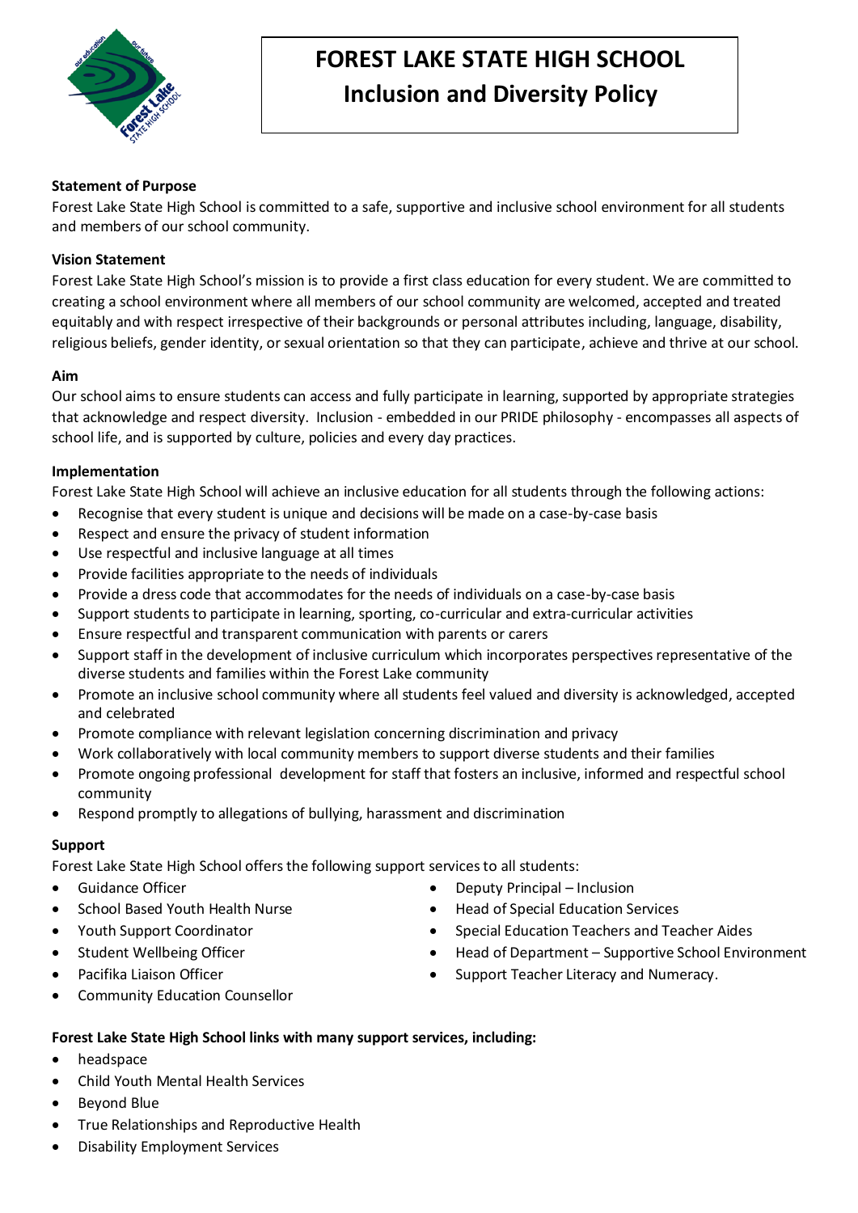# FOREST LAKE STATE HIGH SCHOOL
# Inclusion and Diversity Policy

**Statement of Purpose**

Forest Lake State High School is committed to a safe, supportive and inclusive school environment for all students and members of our school community.

**Vision Statement**

Forest Lake State High School's mission is to provide a first class education for every student. We are committed to creating a school environment where all members of our school community are welcomed, accepted and treated equitably and with respect irrespective of their backgrounds or personal attributes including, language, disability, religious beliefs, gender identity, or sexual orientation so that they can participate, achieve and thrive at our school.

**Aim**

Our school aims to ensure students can access and fully participate in learning, supported by appropriate strategies that acknowledge and respect diversity. Inclusion - embedded in our PRIDE philosophy - encompasses all aspects of school life, and is supported by culture, policies and every day practices.

**Implementation**

Forest Lake State High School will achieve an inclusive education for all students through the following actions:

- Recognise that every student is unique and decisions will be made on a case-by-case basis
- Respect and ensure the privacy of student information
- Use respectful and inclusive language at all times
- Provide facilities appropriate to the needs of individuals
- Provide a dress code that accommodates for the needs of individuals on a case-by-case basis
- Support students to participate in learning, sporting, co-curricular and extra-curricular activities
- Ensure respectful and transparent communication with parents or carers
- Support staff in the development of inclusive curriculum which incorporates perspectives representative of the diverse students and families within the Forest Lake community
- Promote an inclusive school community where all students feel valued and diversity is acknowledged, accepted and celebrated
- Promote compliance with relevant legislation concerning discrimination and privacy
- Work collaboratively with local community members to support diverse students and their families
- Promote ongoing professional development for staff that fosters an inclusive, informed and respectful school community
- Respond promptly to allegations of bullying, harassment and discrimination

**Support**

Forest Lake State High School offers the following support services to all students:

- Guidance Officer
- School Based Youth Health Nurse
- Youth Support Coordinator
- Student Wellbeing Officer
- Pacifika Liaison Officer
- Community Education Counsellor
- Deputy Principal – Inclusion
- Head of Special Education Services
- Special Education Teachers and Teacher Aides
- Head of Department – Supportive School Environment
- Support Teacher Literacy and Numeracy.

**Forest Lake State High School links with many support services, including:**

- headspace
- Child Youth Mental Health Services
- Beyond Blue
- True Relationships and Reproductive Health
- Disability Employment Services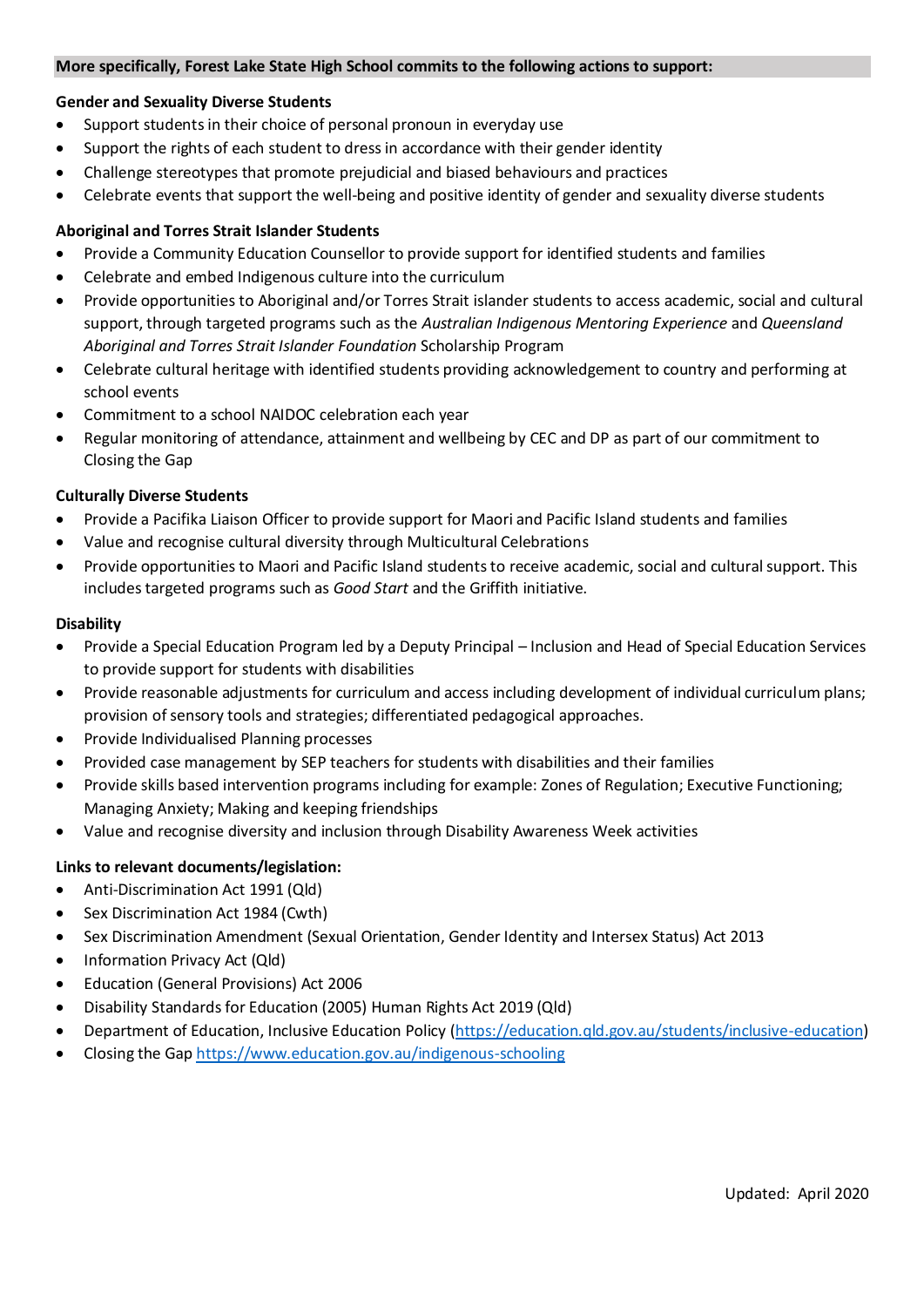**More specifically, Forest Lake State High School commits to the following actions to support:**

**Gender and Sexuality Diverse Students**

- Support students in their choice of personal pronoun in everyday use
- Support the rights of each student to dress in accordance with their gender identity
- Challenge stereotypes that promote prejudicial and biased behaviours and practices
- Celebrate events that support the well-being and positive identity of gender and sexuality diverse students

**Aboriginal and Torres Strait Islander Students**

- Provide a Community Education Counsellor to provide support for identified students and families
- Celebrate and embed Indigenous culture into the curriculum
- Provide opportunities to Aboriginal and/or Torres Strait islander students to access academic, social and cultural support, through targeted programs such as the *Australian Indigenous Mentoring Experience* and *Queensland Aboriginal and Torres Strait Islander Foundation* Scholarship Program
- Celebrate cultural heritage with identified students providing acknowledgement to country and performing at school events
- Commitment to a school NAIDOC celebration each year
- Regular monitoring of attendance, attainment and wellbeing by CEC and DP as part of our commitment to Closing the Gap

**Culturally Diverse Students**

- Provide a Pacifika Liaison Officer to provide support for Maori and Pacific Island students and families
- Value and recognise cultural diversity through Multicultural Celebrations
- Provide opportunities to Maori and Pacific Island students to receive academic, social and cultural support. This includes targeted programs such as *Good Start* and the Griffith initiative.

**Disability**

- Provide a Special Education Program led by a Deputy Principal – Inclusion and Head of Special Education Services to provide support for students with disabilities
- Provide reasonable adjustments for curriculum and access including development of individual curriculum plans; provision of sensory tools and strategies; differentiated pedagogical approaches.
- Provide Individualised Planning processes
- Provided case management by SEP teachers for students with disabilities and their families
- Provide skills based intervention programs including for example: Zones of Regulation; Executive Functioning; Managing Anxiety; Making and keeping friendships
- Value and recognise diversity and inclusion through Disability Awareness Week activities

**Links to relevant documents/legislation:**

- Anti-Discrimination Act 1991 (Qld)
- Sex Discrimination Act 1984 (Cwth)
- Sex Discrimination Amendment (Sexual Orientation, Gender Identity and Intersex Status) Act 2013
- Information Privacy Act (Qld)
- Education (General Provisions) Act 2006
- Disability Standards for Education (2005) Human Rights Act 2019 (Qld)
- Department of Education, Inclusive Education Policy (https://education.qld.gov.au/students/inclusive-education)
- Closing the Gap https://www.education.gov.au/indigenous-schooling

Updated: April 2020